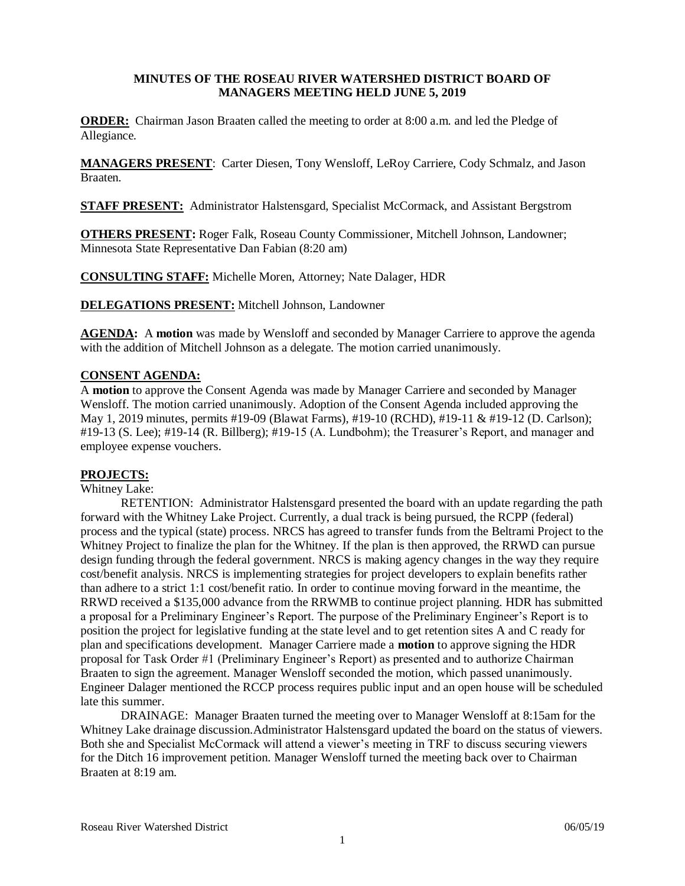**MINUTES OF THE ROSEAU RIVER WATERSHED DISTRICT BOARD OF MANAGERS MEETING HELD JUNE 5, 2019**

**ORDER:** Chairman Jason Braaten called the meeting to order at 8:00 a.m. and led the Pledge of Allegiance.

**MANAGERS PRESENT**: Carter Diesen, Tony Wensloff, LeRoy Carriere, Cody Schmalz, and Jason Braaten.

**STAFF PRESENT:** Administrator Halstensgard, Specialist McCormack, and Assistant Bergstrom

**OTHERS PRESENT:** Roger Falk, Roseau County Commissioner, Mitchell Johnson, Landowner; Minnesota State Representative Dan Fabian (8:20 am)

**CONSULTING STAFF:** Michelle Moren, Attorney; Nate Dalager, HDR

**DELEGATIONS PRESENT:** Mitchell Johnson, Landowner

**AGENDA:** A **motion** was made by Wensloff and seconded by Manager Carriere to approve the agenda with the addition of Mitchell Johnson as a delegate. The motion carried unanimously.

**CONSENT AGENDA:**

A **motion** to approve the Consent Agenda was made by Manager Carriere and seconded by Manager Wensloff. The motion carried unanimously. Adoption of the Consent Agenda included approving the May 1, 2019 minutes, permits #19-09 (Blawat Farms), #19-10 (RCHD), #19-11 & #19-12 (D. Carlson); #19-13 (S. Lee); #19-14 (R. Billberg); #19-15 (A. Lundbohm); the Treasurer's Report, and manager and employee expense vouchers.

**PROJECTS:**

Whitney Lake:

RETENTION: Administrator Halstensgard presented the board with an update regarding the path forward with the Whitney Lake Project. Currently, a dual track is being pursued, the RCPP (federal) process and the typical (state) process. NRCS has agreed to transfer funds from the Beltrami Project to the Whitney Project to finalize the plan for the Whitney. If the plan is then approved, the RRWD can pursue design funding through the federal government. NRCS is making agency changes in the way they require cost/benefit analysis. NRCS is implementing strategies for project developers to explain benefits rather than adhere to a strict 1:1 cost/benefit ratio. In order to continue moving forward in the meantime, the RRWD received a $135,000 advance from the RRWMB to continue project planning. HDR has submitted a proposal for a Preliminary Engineer's Report. The purpose of the Preliminary Engineer's Report is to position the project for legislative funding at the state level and to get retention sites A and C ready for plan and specifications development. Manager Carriere made a **motion** to approve signing the HDR proposal for Task Order #1 (Preliminary Engineer's Report) as presented and to authorize Chairman Braaten to sign the agreement. Manager Wensloff seconded the motion, which passed unanimously. Engineer Dalager mentioned the RCCP process requires public input and an open house will be scheduled late this summer.

DRAINAGE: Manager Braaten turned the meeting over to Manager Wensloff at 8:15am for the Whitney Lake drainage discussion.Administrator Halstensgard updated the board on the status of viewers. Both she and Specialist McCormack will attend a viewer's meeting in TRF to discuss securing viewers for the Ditch 16 improvement petition. Manager Wensloff turned the meeting back over to Chairman Braaten at 8:19 am.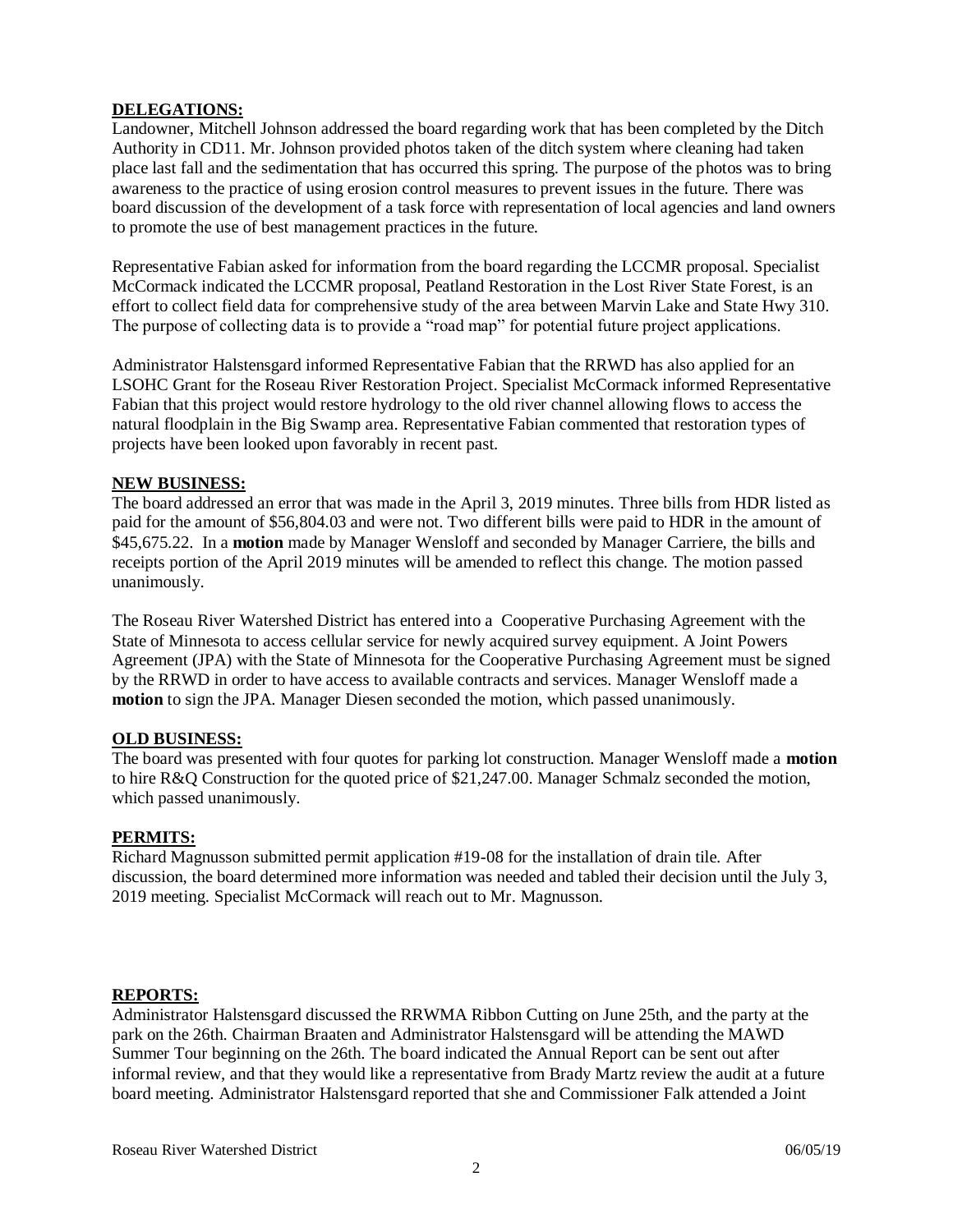**DELEGATIONS:**

Landowner, Mitchell Johnson addressed the board regarding work that has been completed by the Ditch Authority in CD11. Mr. Johnson provided photos taken of the ditch system where cleaning had taken place last fall and the sedimentation that has occurred this spring. The purpose of the photos was to bring awareness to the practice of using erosion control measures to prevent issues in the future. There was board discussion of the development of a task force with representation of local agencies and land owners to promote the use of best management practices in the future.

Representative Fabian asked for information from the board regarding the LCCMR proposal. Specialist McCormack indicated the LCCMR proposal, Peatland Restoration in the Lost River State Forest, is an effort to collect field data for comprehensive study of the area between Marvin Lake and State Hwy 310. The purpose of collecting data is to provide a "road map" for potential future project applications.

Administrator Halstensgard informed Representative Fabian that the RRWD has also applied for an LSOHC Grant for the Roseau River Restoration Project. Specialist McCormack informed Representative Fabian that this project would restore hydrology to the old river channel allowing flows to access the natural floodplain in the Big Swamp area. Representative Fabian commented that restoration types of projects have been looked upon favorably in recent past.

**NEW BUSINESS:**

The board addressed an error that was made in the April 3, 2019 minutes. Three bills from HDR listed as paid for the amount of $56,804.03 and were not. Two different bills were paid to HDR in the amount of $45,675.22. In a **motion** made by Manager Wensloff and seconded by Manager Carriere, the bills and receipts portion of the April 2019 minutes will be amended to reflect this change. The motion passed unanimously.

The Roseau River Watershed District has entered into a Cooperative Purchasing Agreement with the State of Minnesota to access cellular service for newly acquired survey equipment. A Joint Powers Agreement (JPA) with the State of Minnesota for the Cooperative Purchasing Agreement must be signed by the RRWD in order to have access to available contracts and services. Manager Wensloff made a **motion** to sign the JPA. Manager Diesen seconded the motion, which passed unanimously.

**OLD BUSINESS:**

The board was presented with four quotes for parking lot construction. Manager Wensloff made a **motion** to hire R&Q Construction for the quoted price of $21,247.00. Manager Schmalz seconded the motion, which passed unanimously.

**PERMITS:**

Richard Magnusson submitted permit application #19-08 for the installation of drain tile. After discussion, the board determined more information was needed and tabled their decision until the July 3, 2019 meeting. Specialist McCormack will reach out to Mr. Magnusson.

**REPORTS:**

Administrator Halstensgard discussed the RRWMA Ribbon Cutting on June 25th, and the party at the park on the 26th. Chairman Braaten and Administrator Halstensgard will be attending the MAWD Summer Tour beginning on the 26th. The board indicated the Annual Report can be sent out after informal review, and that they would like a representative from Brady Martz review the audit at a future board meeting. Administrator Halstensgard reported that she and Commissioner Falk attended a Joint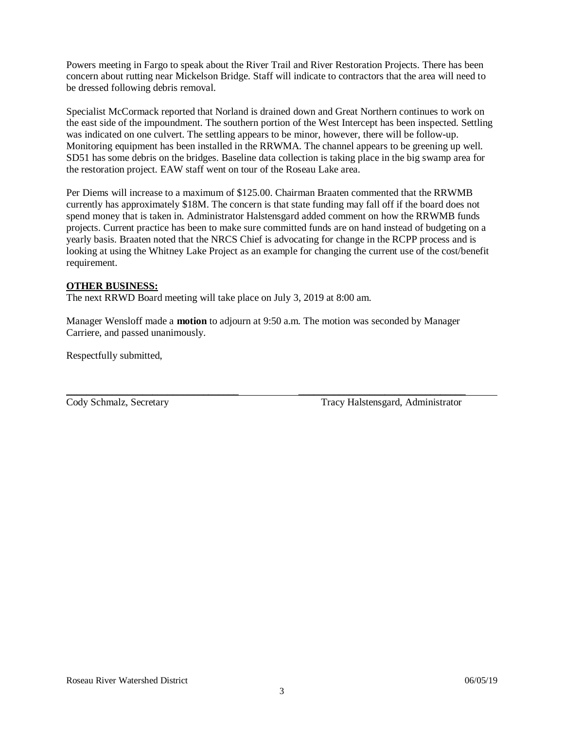Powers meeting in Fargo to speak about the River Trail and River Restoration Projects. There has been concern about rutting near Mickelson Bridge. Staff will indicate to contractors that the area will need to be dressed following debris removal.

Specialist McCormack reported that Norland is drained down and Great Northern continues to work on the east side of the impoundment. The southern portion of the West Intercept has been inspected. Settling was indicated on one culvert. The settling appears to be minor, however, there will be follow-up. Monitoring equipment has been installed in the RRWMA. The channel appears to be greening up well. SD51 has some debris on the bridges. Baseline data collection is taking place in the big swamp area for the restoration project. EAW staff went on tour of the Roseau Lake area.

Per Diems will increase to a maximum of $125.00. Chairman Braaten commented that the RRWMB currently has approximately $18M. The concern is that state funding may fall off if the board does not spend money that is taken in. Administrator Halstensgard added comment on how the RRWMB funds projects. Current practice has been to make sure committed funds are on hand instead of budgeting on a yearly basis. Braaten noted that the NRCS Chief is advocating for change in the RCPP process and is looking at using the Whitney Lake Project as an example for changing the current use of the cost/benefit requirement.

**OTHER BUSINESS:**

The next RRWD Board meeting will take place on July 3, 2019 at 8:00 am.

Manager Wensloff made a **motion** to adjourn at 9:50 a.m. The motion was seconded by Manager Carriere, and passed unanimously.

Respectfully submitted,

\_\_\_\_\_\_\_\_\_\_\_\_\_\_\_\_\_\_\_\_\_\_\_\_\_\_\_\_\_\_\_\_\_\_ \_\_\_\_\_\_\_\_\_\_\_\_\_\_\_\_\_\_\_\_\_\_\_\_\_\_\_\_\_\_\_\_\_\_

Cody Schmalz, Secretary Tracy Halstensgard, Administrator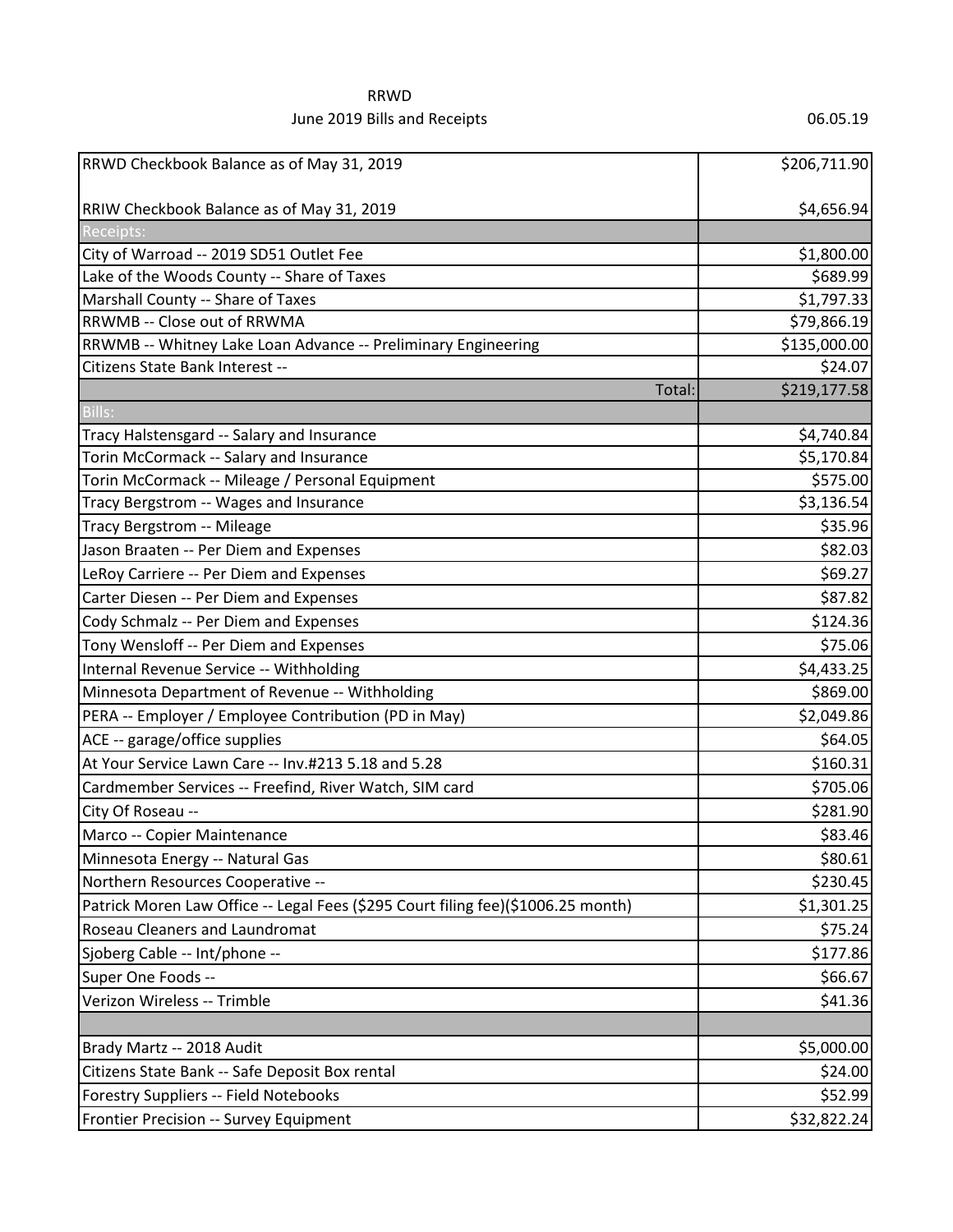RRWD

June 2019 Bills and Receipts 06.05.19

| RRWD Checkbook Balance as of May 31, 2019 | $206,711.90 |
|---|---|
| RRIW Checkbook Balance as of May 31, 2019 | $4,656.94 |
| Receipts: | |
| City of Warroad -- 2019 SD51 Outlet Fee | $1,800.00 |
| Lake of the Woods County -- Share of Taxes | $689.99 |
| Marshall County -- Share of Taxes | $1,797.33 |
| RRWMB -- Close out of RRWMA | $79,866.19 |
| RRWMB -- Whitney Lake Loan Advance -- Preliminary Engineering | $135,000.00 |
| Citizens State Bank Interest -- | $24.07 |
| Total: | $219,177.58 |
| Bills: | |
| Tracy Halstensgard -- Salary and Insurance | $4,740.84 |
| Torin McCormack -- Salary and Insurance | $5,170.84 |
| Torin McCormack -- Mileage / Personal Equipment | $575.00 |
| Tracy Bergstrom -- Wages and Insurance | $3,136.54 |
| Tracy Bergstrom -- Mileage | $35.96 |
| Jason Braaten -- Per Diem and Expenses | $82.03 |
| LeRoy Carriere -- Per Diem and Expenses | $69.27 |
| Carter Diesen -- Per Diem and Expenses | $87.82 |
| Cody Schmalz -- Per Diem and Expenses | $124.36 |
| Tony Wensloff -- Per Diem and Expenses | $75.06 |
| Internal Revenue Service -- Withholding | $4,433.25 |
| Minnesota Department of Revenue -- Withholding | $869.00 |
| PERA -- Employer / Employee Contribution (PD in May) | $2,049.86 |
| ACE -- garage/office supplies | $64.05 |
| At Your Service Lawn Care -- Inv.#213 5.18 and 5.28 | $160.31 |
| Cardmember Services -- Freefind, River Watch, SIM card | $705.06 |
| City Of Roseau -- | $281.90 |
| Marco -- Copier Maintenance | $83.46 |
| Minnesota Energy -- Natural Gas | $80.61 |
| Northern Resources Cooperative -- | $230.45 |
| Patrick Moren Law Office -- Legal Fees ($295 Court filing fee)($1006.25 month) | $1,301.25 |
| Roseau Cleaners and Laundromat | $75.24 |
| Sjoberg Cable -- Int/phone -- | $177.86 |
| Super One Foods -- | $66.67 |
| Verizon Wireless -- Trimble | $41.36 |
| | |
| Brady Martz -- 2018 Audit | $5,000.00 |
| Citizens State Bank -- Safe Deposit Box rental | $24.00 |
| Forestry Suppliers -- Field Notebooks | $52.99 |
| Frontier Precision -- Survey Equipment | $32,822.24 |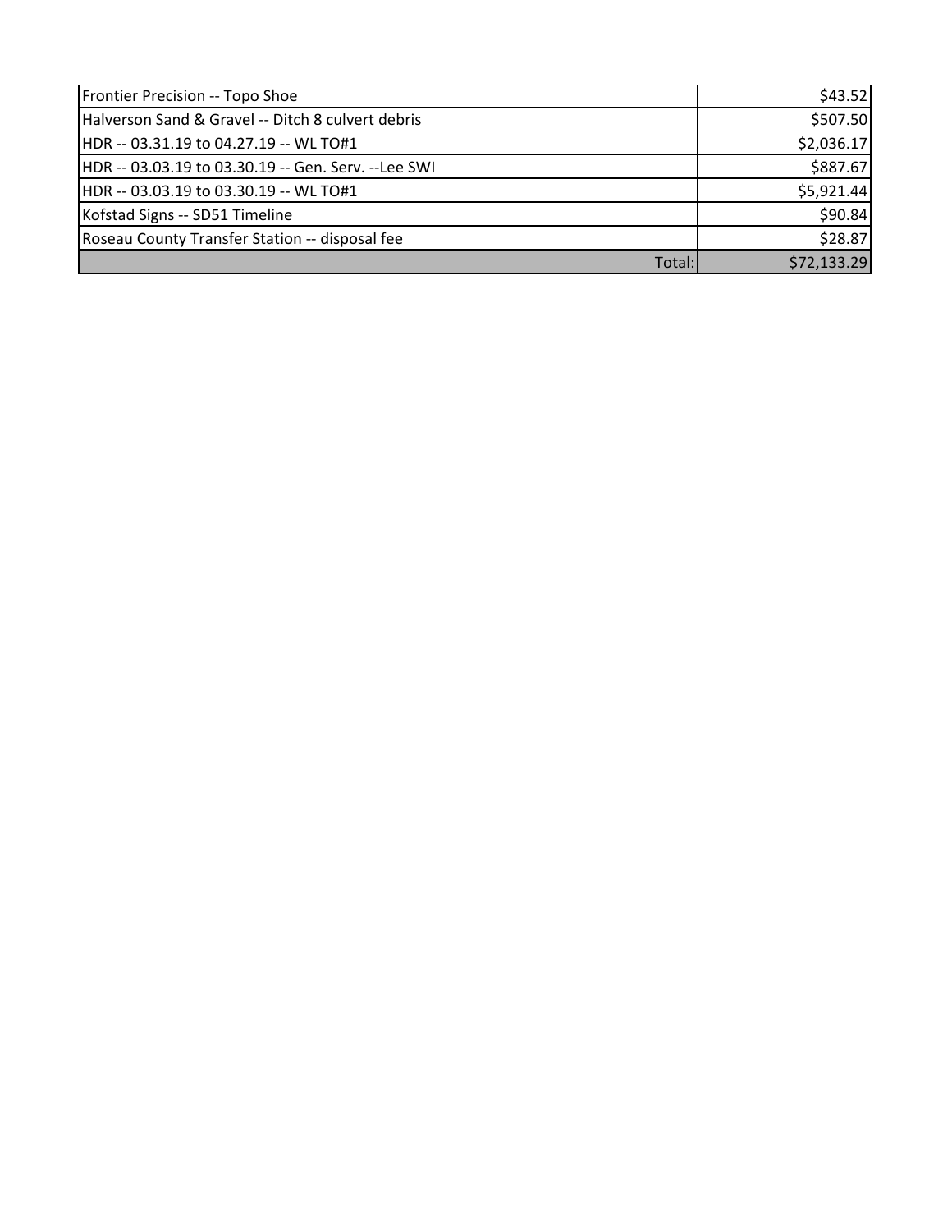| | |
|---|---|
| Frontier Precision -- Topo Shoe | $43.52 |
| Halverson Sand & Gravel -- Ditch 8 culvert debris | $507.50 |
| HDR -- 03.31.19 to 04.27.19 -- WL TO#1 | $2,036.17 |
| HDR -- 03.03.19 to 03.30.19 -- Gen. Serv. --Lee SWI | $887.67 |
| HDR -- 03.03.19 to 03.30.19 -- WL TO#1 | $5,921.44 |
| Kofstad Signs -- SD51 Timeline | $90.84 |
| Roseau County Transfer Station -- disposal fee | $28.87 |
| Total: | $72,133.29 |